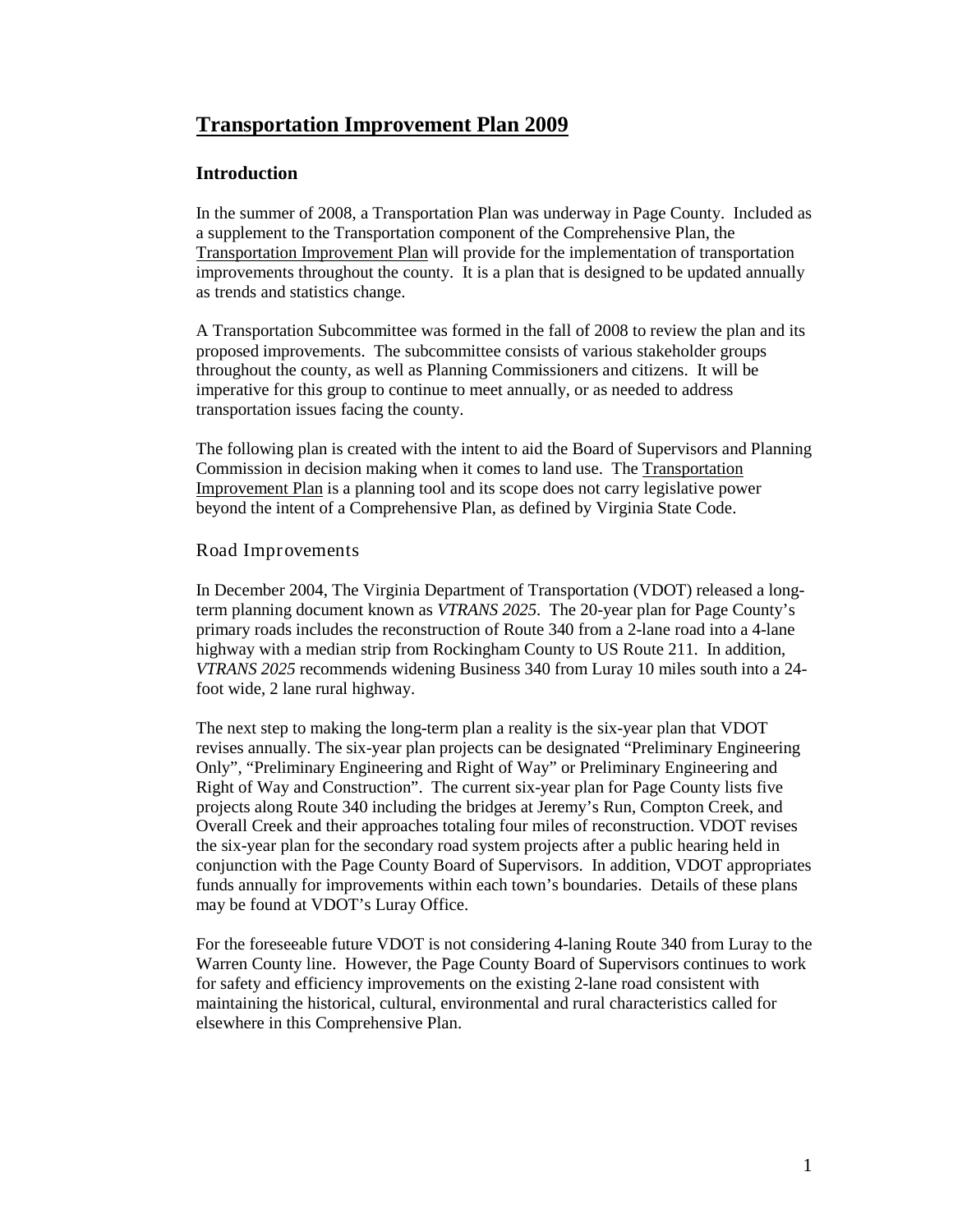# Transportation Improvement Plan 2009

## Introduction

In the summer of 2008, a Transportation Plan was underway in Page County. Included as a supplement to the Transportation component of the Comprehensive Plan, the Transportation Improvement Plan will provide for the implementation of transportation improvements throughout the county. It is a plan that is designed to be updated annually as trends and statistics change.

A Transportation Subcommittee was formed in the fall of 2008 to review the plan and its proposed improvements. The subcommittee consists of various stakeholder groups throughout the county, as well as Planning Commissioners and citizens. It will be imperative for this group to continue to meet annually, or as needed to address transportation issues facing the county.

The following plan is created with the intent to aid the Board of Supervisors and Planning Commission in decision making when it comes to land use. The Transportation Improvement Plan is a planning tool and its scope does not carry legislative power beyond the intent of a Comprehensive Plan, as defined by Virginia State Code.

### Road Improvements

In December 2004, The Virginia Department of Transportation (VDOT) released a long-term planning document known as *VTRANS 2025*. The 20-year plan for Page County's primary roads includes the reconstruction of Route 340 from a 2-lane road into a 4-lane highway with a median strip from Rockingham County to US Route 211. In addition, *VTRANS 2025* recommends widening Business 340 from Luray 10 miles south into a 24-foot wide, 2 lane rural highway.

The next step to making the long-term plan a reality is the six-year plan that VDOT revises annually. The six-year plan projects can be designated "Preliminary Engineering Only", "Preliminary Engineering and Right of Way" or Preliminary Engineering and Right of Way and Construction". The current six-year plan for Page County lists five projects along Route 340 including the bridges at Jeremy's Run, Compton Creek, and Overall Creek and their approaches totaling four miles of reconstruction. VDOT revises the six-year plan for the secondary road system projects after a public hearing held in conjunction with the Page County Board of Supervisors. In addition, VDOT appropriates funds annually for improvements within each town's boundaries. Details of these plans may be found at VDOT's Luray Office.

For the foreseeable future VDOT is not considering 4-laning Route 340 from Luray to the Warren County line. However, the Page County Board of Supervisors continues to work for safety and efficiency improvements on the existing 2-lane road consistent with maintaining the historical, cultural, environmental and rural characteristics called for elsewhere in this Comprehensive Plan.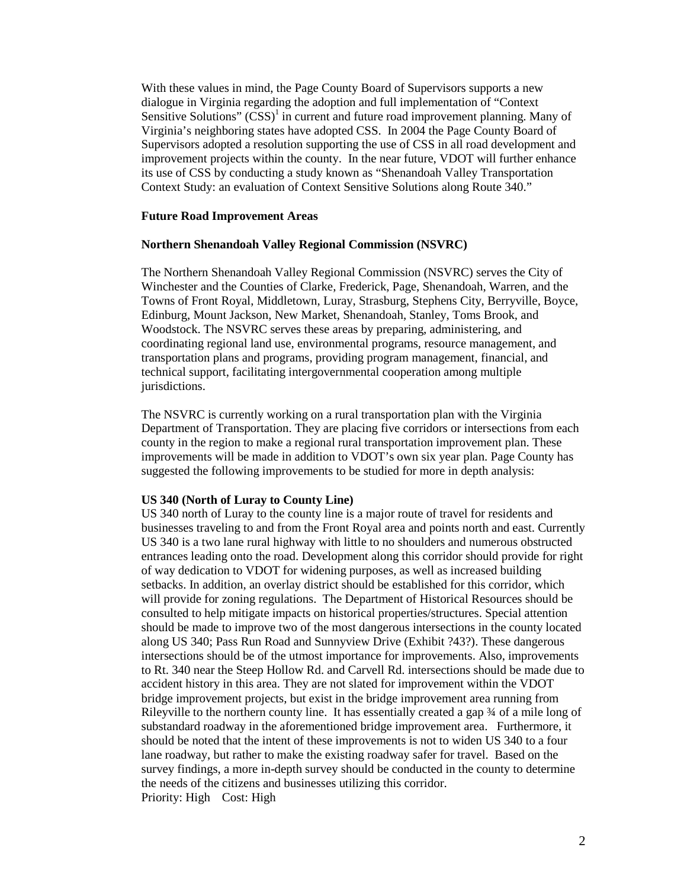With these values in mind, the Page County Board of Supervisors supports a new dialogue in Virginia regarding the adoption and full implementation of "Context Sensitive Solutions" (CSS)[1] in current and future road improvement planning. Many of Virginia's neighboring states have adopted CSS. In 2004 the Page County Board of Supervisors adopted a resolution supporting the use of CSS in all road development and improvement projects within the county. In the near future, VDOT will further enhance its use of CSS by conducting a study known as "Shenandoah Valley Transportation Context Study: an evaluation of Context Sensitive Solutions along Route 340."

## Future Road Improvement Areas

### Northern Shenandoah Valley Regional Commission (NSVRC)

The Northern Shenandoah Valley Regional Commission (NSVRC) serves the City of Winchester and the Counties of Clarke, Frederick, Page, Shenandoah, Warren, and the Towns of Front Royal, Middletown, Luray, Strasburg, Stephens City, Berryville, Boyce, Edinburg, Mount Jackson, New Market, Shenandoah, Stanley, Toms Brook, and Woodstock. The NSVRC serves these areas by preparing, administering, and coordinating regional land use, environmental programs, resource management, and transportation plans and programs, providing program management, financial, and technical support, facilitating intergovernmental cooperation among multiple jurisdictions.

The NSVRC is currently working on a rural transportation plan with the Virginia Department of Transportation. They are placing five corridors or intersections from each county in the region to make a regional rural transportation improvement plan. These improvements will be made in addition to VDOT's own six year plan. Page County has suggested the following improvements to be studied for more in depth analysis:

**US 340 (North of Luray to County Line)**

US 340 north of Luray to the county line is a major route of travel for residents and businesses traveling to and from the Front Royal area and points north and east. Currently US 340 is a two lane rural highway with little to no shoulders and numerous obstructed entrances leading onto the road. Development along this corridor should provide for right of way dedication to VDOT for widening purposes, as well as increased building setbacks. In addition, an overlay district should be established for this corridor, which will provide for zoning regulations. The Department of Historical Resources should be consulted to help mitigate impacts on historical properties/structures. Special attention should be made to improve two of the most dangerous intersections in the county located along US 340; Pass Run Road and Sunnyview Drive (Exhibit ?43?). These dangerous intersections should be of the utmost importance for improvements. Also, improvements to Rt. 340 near the Steep Hollow Rd. and Carvell Rd. intersections should be made due to accident history in this area. They are not slated for improvement within the VDOT bridge improvement projects, but exist in the bridge improvement area running from Rileyville to the northern county line. It has essentially created a gap ¾ of a mile long of substandard roadway in the aforementioned bridge improvement area. Furthermore, it should be noted that the intent of these improvements is not to widen US 340 to a four lane roadway, but rather to make the existing roadway safer for travel. Based on the survey findings, a more in-depth survey should be conducted in the county to determine the needs of the citizens and businesses utilizing this corridor.

Priority: High Cost: High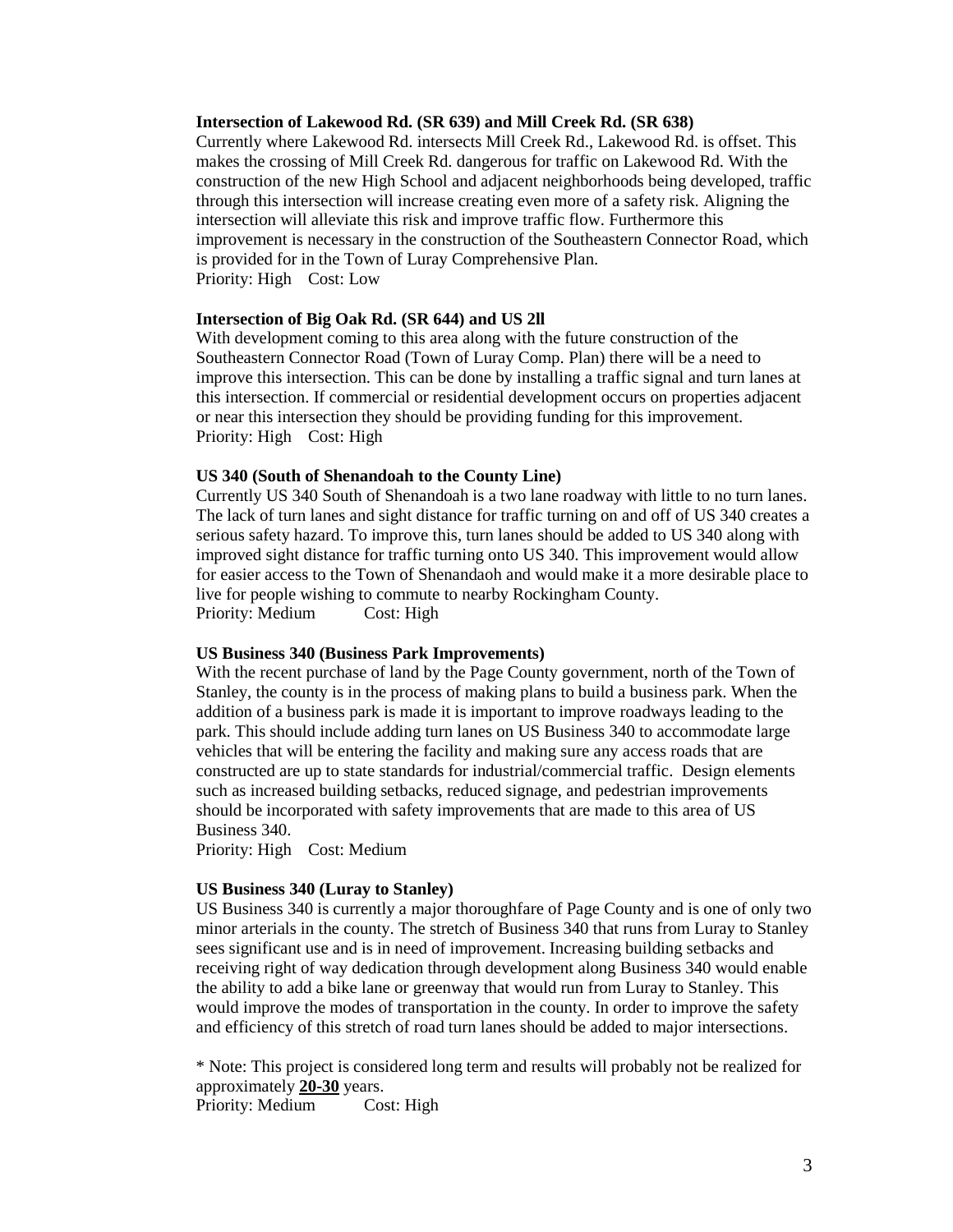**Intersection of Lakewood Rd. (SR 639) and Mill Creek Rd. (SR 638)**

Currently where Lakewood Rd. intersects Mill Creek Rd., Lakewood Rd. is offset. This makes the crossing of Mill Creek Rd. dangerous for traffic on Lakewood Rd. With the construction of the new High School and adjacent neighborhoods being developed, traffic through this intersection will increase creating even more of a safety risk. Aligning the intersection will alleviate this risk and improve traffic flow. Furthermore this improvement is necessary in the construction of the Southeastern Connector Road, which is provided for in the Town of Luray Comprehensive Plan.

Priority: High Cost: Low

**Intersection of Big Oak Rd. (SR 644) and US 2ll**

With development coming to this area along with the future construction of the Southeastern Connector Road (Town of Luray Comp. Plan) there will be a need to improve this intersection. This can be done by installing a traffic signal and turn lanes at this intersection. If commercial or residential development occurs on properties adjacent or near this intersection they should be providing funding for this improvement.

Priority: High Cost: High

**US 340 (South of Shenandoah to the County Line)**

Currently US 340 South of Shenandoah is a two lane roadway with little to no turn lanes. The lack of turn lanes and sight distance for traffic turning on and off of US 340 creates a serious safety hazard. To improve this, turn lanes should be added to US 340 along with improved sight distance for traffic turning onto US 340. This improvement would allow for easier access to the Town of Shenandaoh and would make it a more desirable place to live for people wishing to commute to nearby Rockingham County.

Priority: Medium Cost: High

**US Business 340 (Business Park Improvements)**

With the recent purchase of land by the Page County government, north of the Town of Stanley, the county is in the process of making plans to build a business park. When the addition of a business park is made it is important to improve roadways leading to the park. This should include adding turn lanes on US Business 340 to accommodate large vehicles that will be entering the facility and making sure any access roads that are constructed are up to state standards for industrial/commercial traffic. Design elements such as increased building setbacks, reduced signage, and pedestrian improvements should be incorporated with safety improvements that are made to this area of US Business 340.

Priority: High Cost: Medium

**US Business 340 (Luray to Stanley)**

US Business 340 is currently a major thoroughfare of Page County and is one of only two minor arterials in the county. The stretch of Business 340 that runs from Luray to Stanley sees significant use and is in need of improvement. Increasing building setbacks and receiving right of way dedication through development along Business 340 would enable the ability to add a bike lane or greenway that would run from Luray to Stanley. This would improve the modes of transportation in the county. In order to improve the safety and efficiency of this stretch of road turn lanes should be added to major intersections.

* Note: This project is considered long term and results will probably not be realized for approximately **20-30** years.

Priority: Medium Cost: High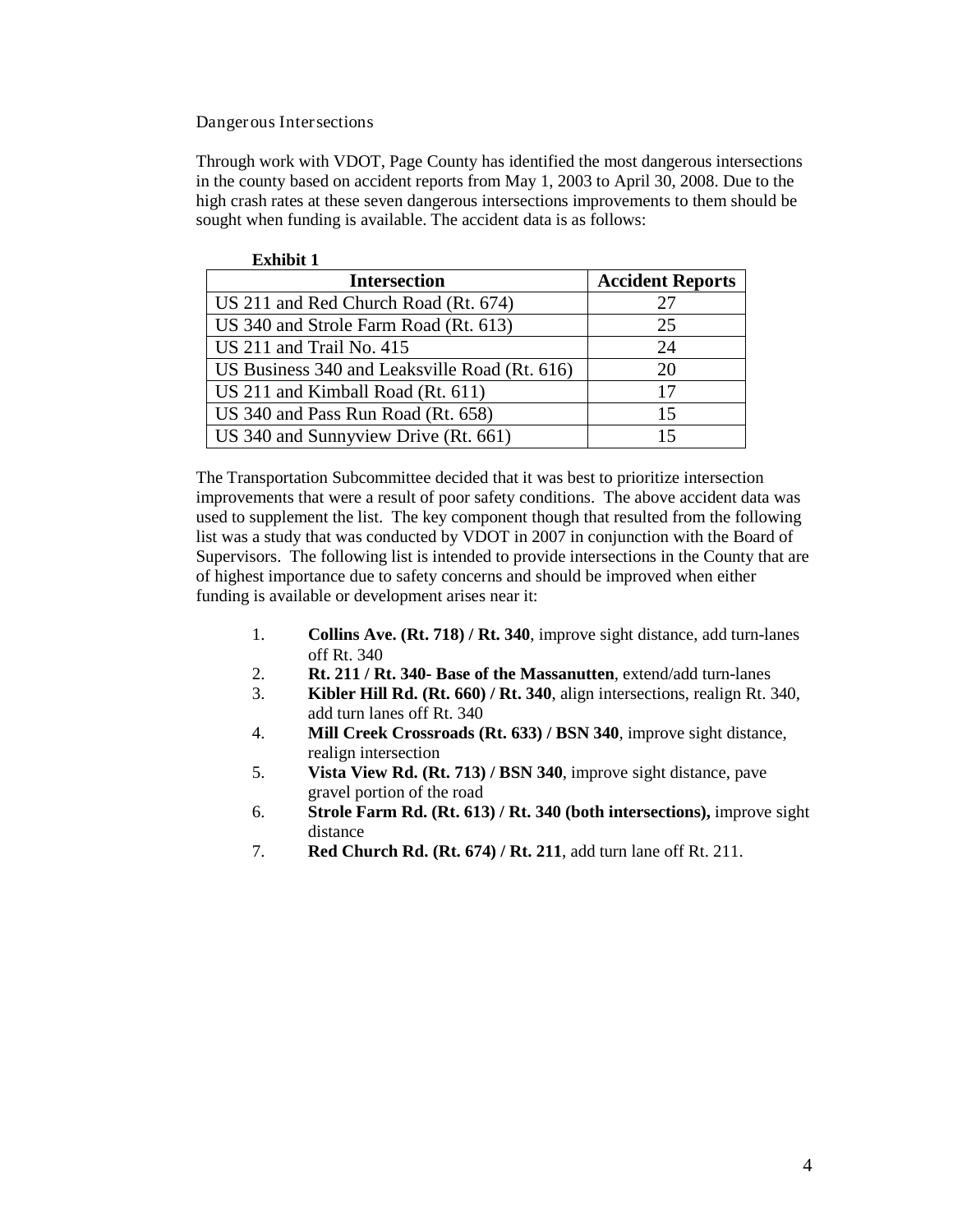## Dangerous Intersections

Through work with VDOT, Page County has identified the most dangerous intersections in the county based on accident reports from May 1, 2003 to April 30, 2008. Due to the high crash rates at these seven dangerous intersections improvements to them should be sought when funding is available. The accident data is as follows:

**Exhibit 1**

| Intersection | Accident Reports |
|---|---|
| US 211 and Red Church Road (Rt. 674) | 27 |
| US 340 and Strole Farm Road (Rt. 613) | 25 |
| US 211 and Trail No. 415 | 24 |
| US Business 340 and Leaksville Road (Rt. 616) | 20 |
| US 211 and Kimball Road (Rt. 611) | 17 |
| US 340 and Pass Run Road (Rt. 658) | 15 |
| US 340 and Sunnyview Drive (Rt. 661) | 15 |

The Transportation Subcommittee decided that it was best to prioritize intersection improvements that were a result of poor safety conditions. The above accident data was used to supplement the list. The key component though that resulted from the following list was a study that was conducted by VDOT in 2007 in conjunction with the Board of Supervisors. The following list is intended to provide intersections in the County that are of highest importance due to safety concerns and should be improved when either funding is available or development arises near it:

1. **Collins Ave. (Rt. 718) / Rt. 340**, improve sight distance, add turn-lanes off Rt. 340
2. **Rt. 211 / Rt. 340- Base of the Massanutten**, extend/add turn-lanes
3. **Kibler Hill Rd. (Rt. 660) / Rt. 340**, align intersections, realign Rt. 340, add turn lanes off Rt. 340
4. **Mill Creek Crossroads (Rt. 633) / BSN 340**, improve sight distance, realign intersection
5. **Vista View Rd. (Rt. 713) / BSN 340**, improve sight distance, pave gravel portion of the road
6. **Strole Farm Rd. (Rt. 613) / Rt. 340 (both intersections),** improve sight distance
7. **Red Church Rd. (Rt. 674) / Rt. 211**, add turn lane off Rt. 211.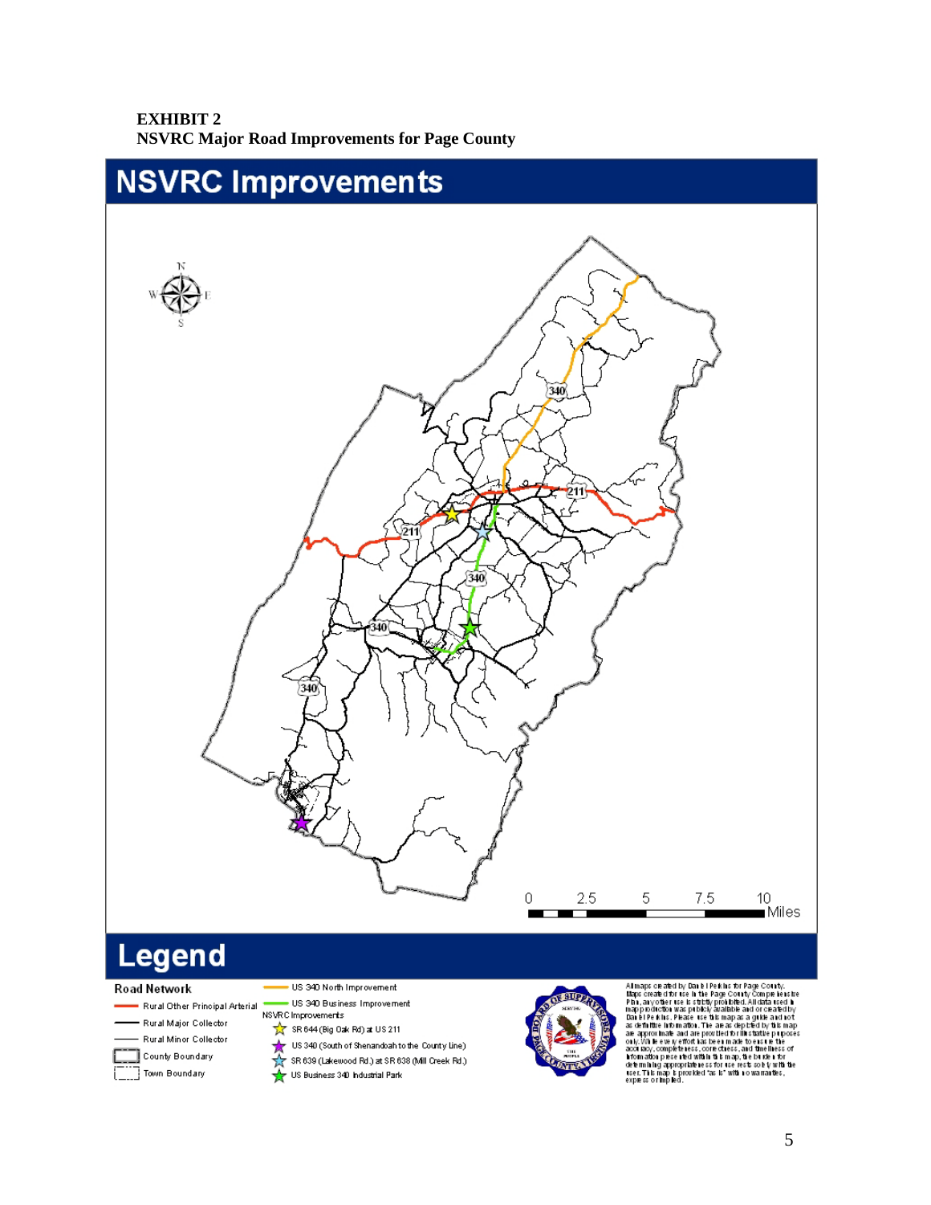**EXHIBIT 2**
**NSVRC Major Road Improvements for Page County**

# NSVRC Improvements

340

211

211

340

340

340

0 2.5 5 7.5 10 Miles

# Legend

**Road Network**

- Rural Other Principal Arterial
- Rural Major Collector
- Rural Minor Collector
- County Boundary
- Town Boundary

- US 340 North Improvement
- US 340 Business Improvement

NSVRC Improvements

- SR 644 (Big Oak Rd) at US 211
- US 340 (South of Shenandoah to the County Line)
- SR 639 (Lakewood Rd.) at SR 638 (Mill Creek Rd.)
- US Business 340 Industrial Park

All maps created by Daniel Perkins for Page County. Maps created for use in the Page County Comprehensive Plan, any other use is strictly prohibited. All data used in map production was publicly available and or created by Daniel Perkins. Please use this map as a guide and not as definitive information. The areas depicted by this map are approximate and are provided for illustrative purposes only. While every effort has been made to ensure the accuracy, completeness, correctness, and timeliness of information presented within this map, the burden for determining appropriateness for use rests solely with the user. This map is provided "as is" with no warranties, express or implied.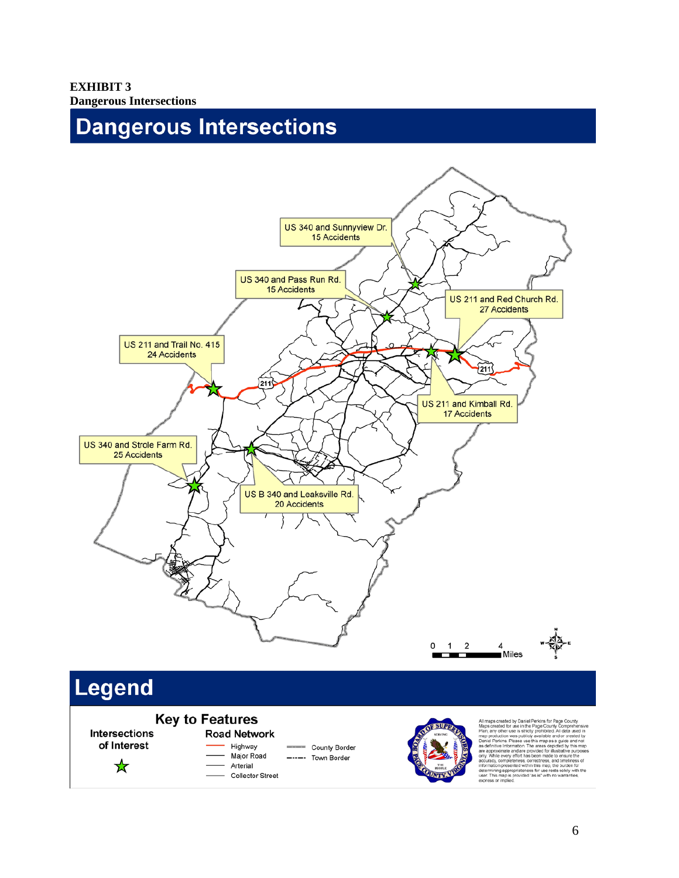**EXHIBIT 3**
**Dangerous Intersections**

# Dangerous Intersections

US 340 and Sunnyview Dr.
15 Accidents

US 340 and Pass Run Rd.
15 Accidents

US 211 and Red Church Rd.
27 Accidents

US 211 and Trail No. 415
24 Accidents

US 211 and Kimball Rd.
17 Accidents

US 340 and Strole Farm Rd.
25 Accidents

US B 340 and Leaksville Rd.
20 Accidents

0 1 2 4 Miles

# Legend

## Key to Features

Intersections of Interest

Road Network
- Highway
- Major Road
- Arterial
- Collector Street

- County Border
- Town Border

All maps created by Daniel Perkins for Page County. Maps created for use in the Page County Comprehensive Plan, any other use is strictly prohibited. All data used in map production was publicly available and or created by Daniel Perkins. Please use this map as a guide and not as definitive information. The areas depicted by this map are approximate and are provided for illustrative purposes only. While every effort has been made to ensure the accuracy, completeness, correctness, and timeliness of information presented within this map, the burden for determining appropriateness for use rests solely with the user. This map is provided "as is" with no warranties, express or implied.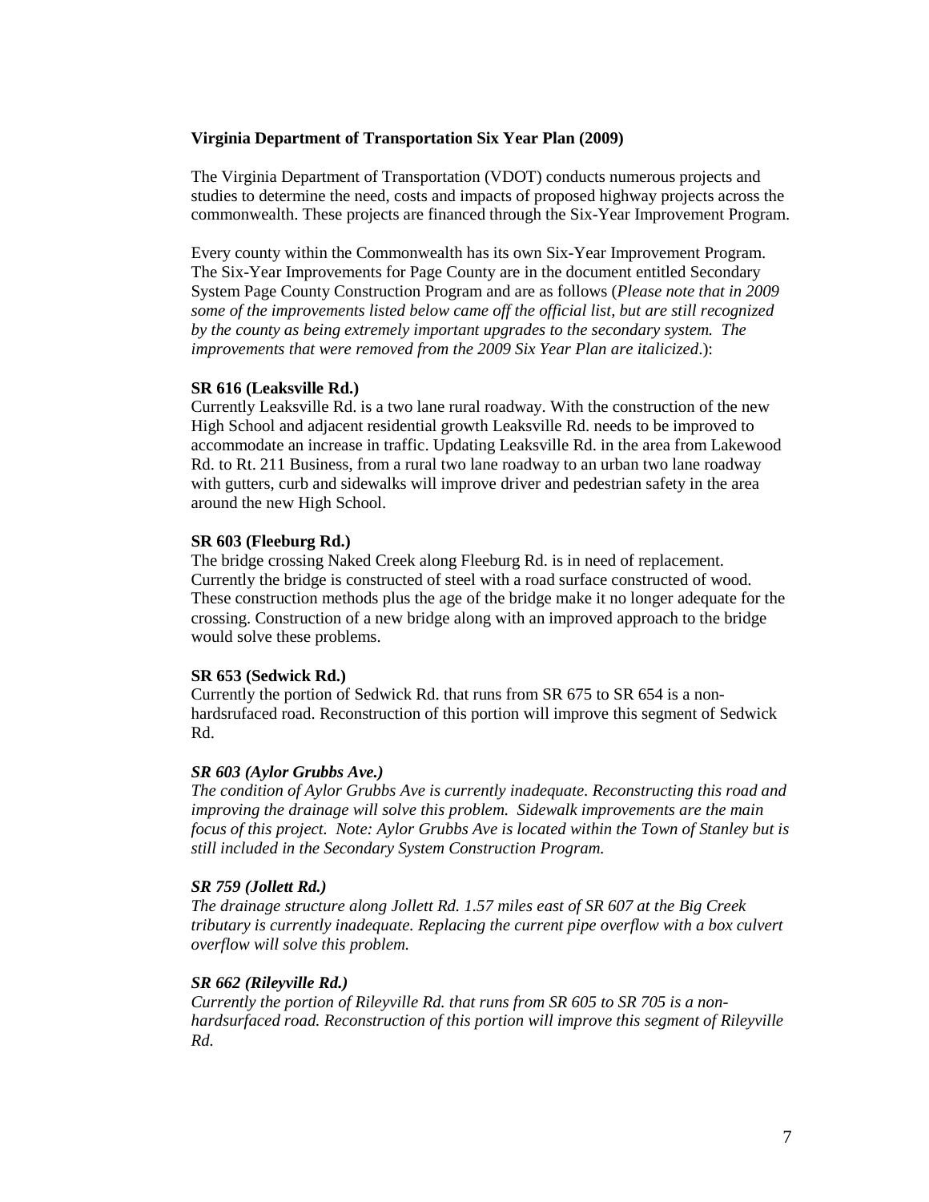**Virginia Department of Transportation Six Year Plan (2009)**

The Virginia Department of Transportation (VDOT) conducts numerous projects and studies to determine the need, costs and impacts of proposed highway projects across the commonwealth. These projects are financed through the Six-Year Improvement Program.

Every county within the Commonwealth has its own Six-Year Improvement Program. The Six-Year Improvements for Page County are in the document entitled Secondary System Page County Construction Program and are as follows (*Please note that in 2009 some of the improvements listed below came off the official list, but are still recognized by the county as being extremely important upgrades to the secondary system. The improvements that were removed from the 2009 Six Year Plan are italicized*.):

**SR 616 (Leaksville Rd.)**
Currently Leaksville Rd. is a two lane rural roadway. With the construction of the new High School and adjacent residential growth Leaksville Rd. needs to be improved to accommodate an increase in traffic. Updating Leaksville Rd. in the area from Lakewood Rd. to Rt. 211 Business, from a rural two lane roadway to an urban two lane roadway with gutters, curb and sidewalks will improve driver and pedestrian safety in the area around the new High School.

**SR 603 (Fleeburg Rd.)**
The bridge crossing Naked Creek along Fleeburg Rd. is in need of replacement. Currently the bridge is constructed of steel with a road surface constructed of wood. These construction methods plus the age of the bridge make it no longer adequate for the crossing. Construction of a new bridge along with an improved approach to the bridge would solve these problems.

**SR 653 (Sedwick Rd.)**
Currently the portion of Sedwick Rd. that runs from SR 675 to SR 654 is a non-hardsrufaced road. Reconstruction of this portion will improve this segment of Sedwick Rd.

***SR 603 (Aylor Grubbs Ave.)***
*The condition of Aylor Grubbs Ave is currently inadequate. Reconstructing this road and improving the drainage will solve this problem. Sidewalk improvements are the main focus of this project. Note: Aylor Grubbs Ave is located within the Town of Stanley but is still included in the Secondary System Construction Program.*

***SR 759 (Jollett Rd.)***
*The drainage structure along Jollett Rd. 1.57 miles east of SR 607 at the Big Creek tributary is currently inadequate. Replacing the current pipe overflow with a box culvert overflow will solve this problem.*

***SR 662 (Rileyville Rd.)***
*Currently the portion of Rileyville Rd. that runs from SR 605 to SR 705 is a non-hardsurfaced road. Reconstruction of this portion will improve this segment of Rileyville Rd.*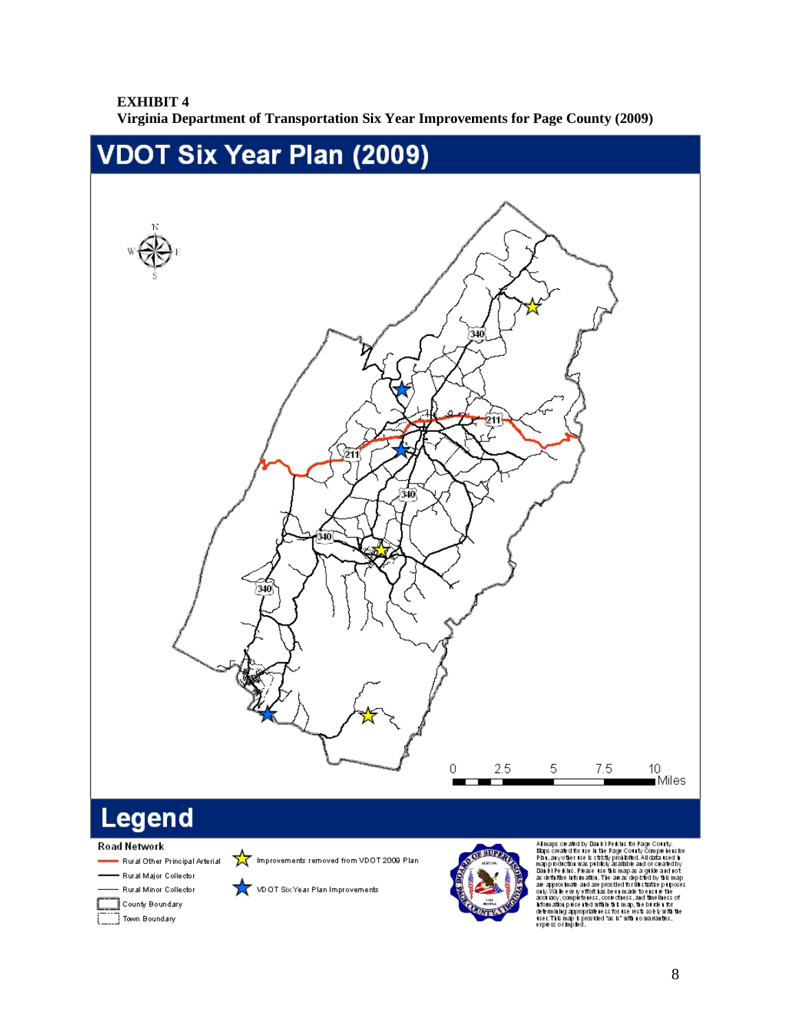**EXHIBIT 4**
**Virginia Department of Transportation Six Year Improvements for Page County (2009)**

## VDOT Six Year Plan (2009)

340

211

211

340

340

340

0 2.5 5 7.5 10 Miles

## Legend

**Road Network**

- Rural Other Principal Arterial
- Rural Major Collector
- Rural Minor Collector
- County Boundary
- Town Boundary

- Improvements removed from VDOT 2009 Plan
- VDOT Six Year Plan Improvements

All maps created by Daniel Perkins for Page County. Maps created for use in the Page County Comprehensive Plan, any other use is strictly prohibited. All data used in map production was publicly available and or created by Daniel Perkins. Please use this map as a guide and not as definitive information. The areas depicted by this map are approximate and are provided for illustrative purposes only. While every effort has been made to ensure the accuracy, completeness, correctness, and timeliness of information presented within this map, the burden for determining appropriateness for use rests solely with the user. This map is provided "as is" with no warranties, express or implied.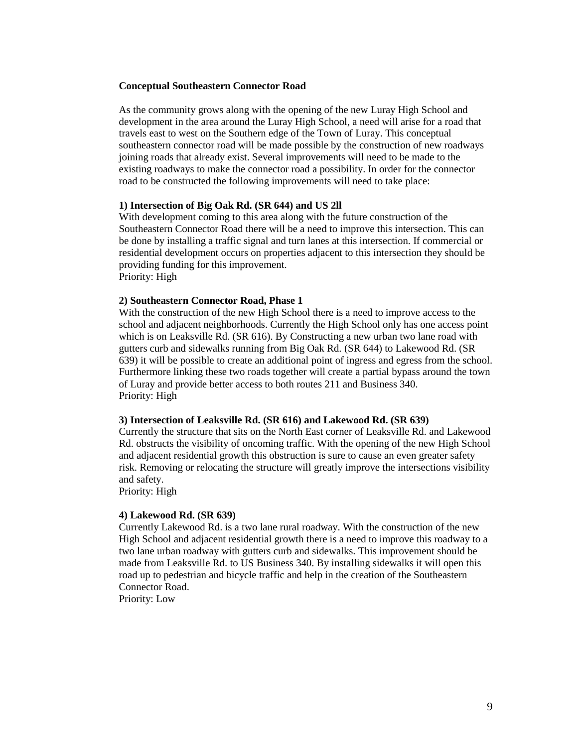**Conceptual Southeastern Connector Road**

As the community grows along with the opening of the new Luray High School and development in the area around the Luray High School, a need will arise for a road that travels east to west on the Southern edge of the Town of Luray. This conceptual southeastern connector road will be made possible by the construction of new roadways joining roads that already exist. Several improvements will need to be made to the existing roadways to make the connector road a possibility. In order for the connector road to be constructed the following improvements will need to take place:

**1) Intersection of Big Oak Rd. (SR 644) and US 2ll**

With development coming to this area along with the future construction of the Southeastern Connector Road there will be a need to improve this intersection. This can be done by installing a traffic signal and turn lanes at this intersection. If commercial or residential development occurs on properties adjacent to this intersection they should be providing funding for this improvement.
Priority: High

**2) Southeastern Connector Road, Phase 1**

With the construction of the new High School there is a need to improve access to the school and adjacent neighborhoods. Currently the High School only has one access point which is on Leaksville Rd. (SR 616). By Constructing a new urban two lane road with gutters curb and sidewalks running from Big Oak Rd. (SR 644) to Lakewood Rd. (SR 639) it will be possible to create an additional point of ingress and egress from the school. Furthermore linking these two roads together will create a partial bypass around the town of Luray and provide better access to both routes 211 and Business 340.
Priority: High

**3) Intersection of Leaksville Rd. (SR 616) and Lakewood Rd. (SR 639)**

Currently the structure that sits on the North East corner of Leaksville Rd. and Lakewood Rd. obstructs the visibility of oncoming traffic. With the opening of the new High School and adjacent residential growth this obstruction is sure to cause an even greater safety risk. Removing or relocating the structure will greatly improve the intersections visibility and safety.
Priority: High

**4) Lakewood Rd. (SR 639)**

Currently Lakewood Rd. is a two lane rural roadway. With the construction of the new High School and adjacent residential growth there is a need to improve this roadway to a two lane urban roadway with gutters curb and sidewalks. This improvement should be made from Leaksville Rd. to US Business 340. By installing sidewalks it will open this road up to pedestrian and bicycle traffic and help in the creation of the Southeastern Connector Road.
Priority: Low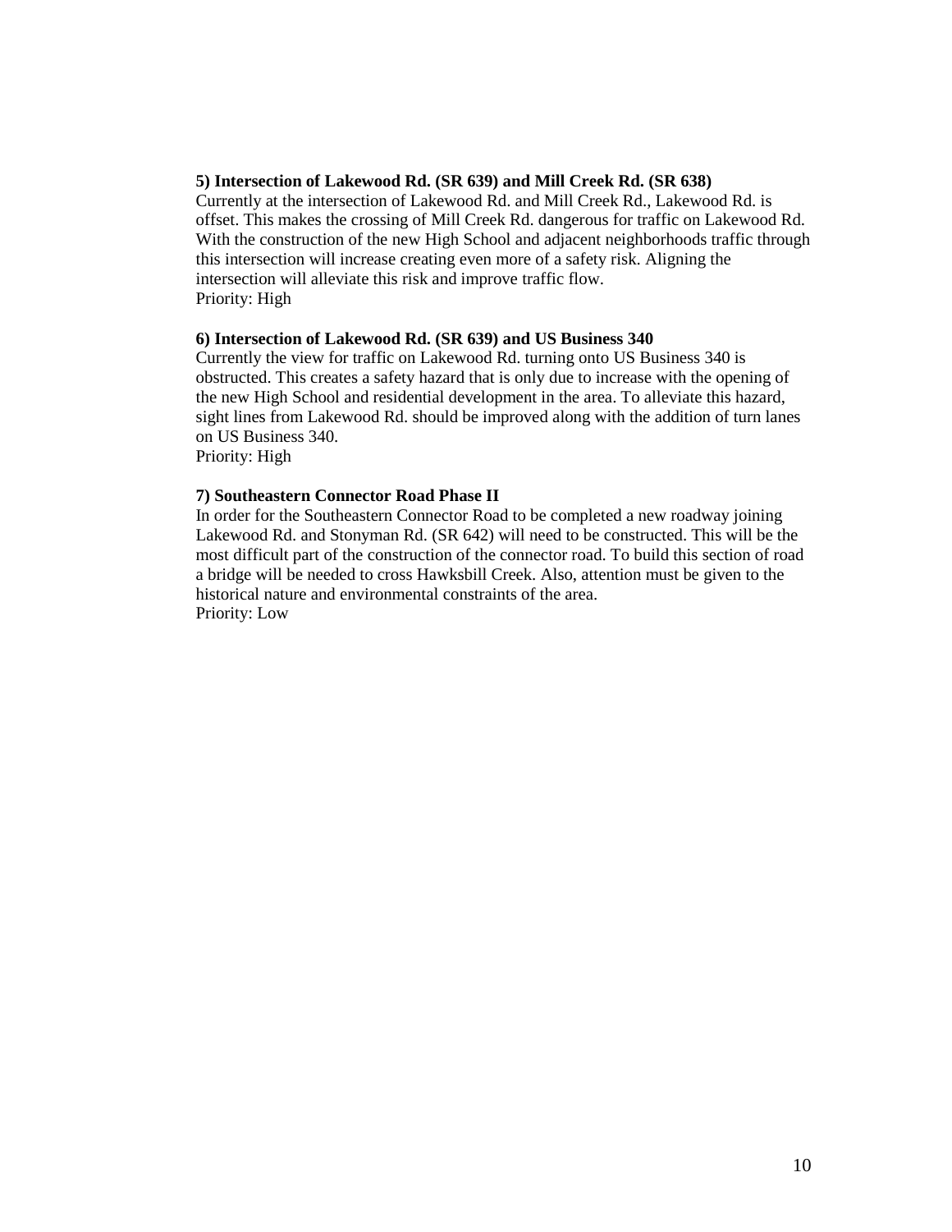**5) Intersection of Lakewood Rd. (SR 639) and Mill Creek Rd. (SR 638)**

Currently at the intersection of Lakewood Rd. and Mill Creek Rd., Lakewood Rd. is offset. This makes the crossing of Mill Creek Rd. dangerous for traffic on Lakewood Rd. With the construction of the new High School and adjacent neighborhoods traffic through this intersection will increase creating even more of a safety risk. Aligning the intersection will alleviate this risk and improve traffic flow.
Priority: High

**6) Intersection of Lakewood Rd. (SR 639) and US Business 340**

Currently the view for traffic on Lakewood Rd. turning onto US Business 340 is obstructed. This creates a safety hazard that is only due to increase with the opening of the new High School and residential development in the area. To alleviate this hazard, sight lines from Lakewood Rd. should be improved along with the addition of turn lanes on US Business 340.
Priority: High

**7) Southeastern Connector Road Phase II**

In order for the Southeastern Connector Road to be completed a new roadway joining Lakewood Rd. and Stonyman Rd. (SR 642) will need to be constructed. This will be the most difficult part of the construction of the connector road. To build this section of road a bridge will be needed to cross Hawksbill Creek. Also, attention must be given to the historical nature and environmental constraints of the area.
Priority: Low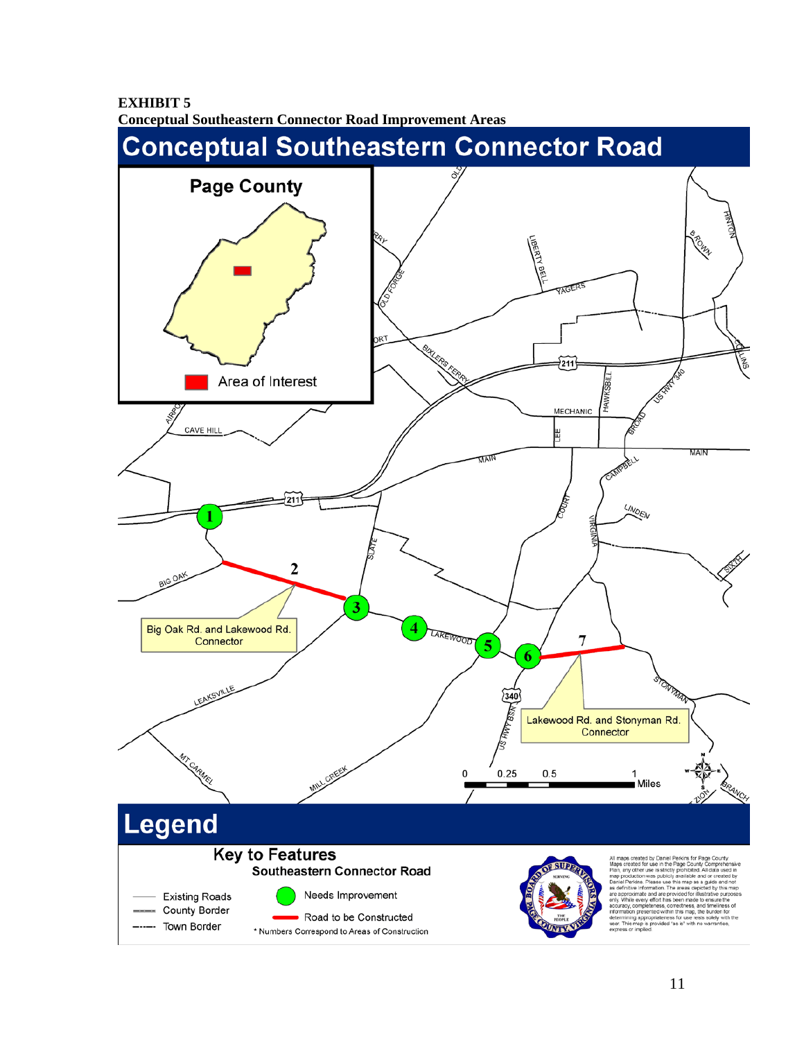**EXHIBIT 5**
**Conceptual Southeastern Connector Road Improvement Areas**

## Conceptual Southeastern Connector Road

Page County

Area of Interest

Big Oak Rd. and Lakewood Rd. Connector

Lakewood Rd. and Stonyman Rd. Connector

0 0.25 0.5 1 Miles

## Legend

### Key to Features

Existing Roads
County Border
Town Border

Southeastern Connector Road

Needs Improvement
Road to be Constructed

* Numbers Correspond to Areas of Construction

All maps created by Daniel Perkins for Page County Maps created for use in the Page County Comprehensive Plan, any other use is strictly prohibited. All data used in map production was publicly available and or created by Daniel Perkins. Please use this map as a guide and not as definitive information. The areas depicted by this map are approximate and are provided for illustrative purposes only. While every effort has been made to ensure the accuracy, completeness, correctness, and timeliness of information presented within this map, the burden for determining appropriateness for use rests solely with the user. This map is provided "as is" with no warranties, express or implied.